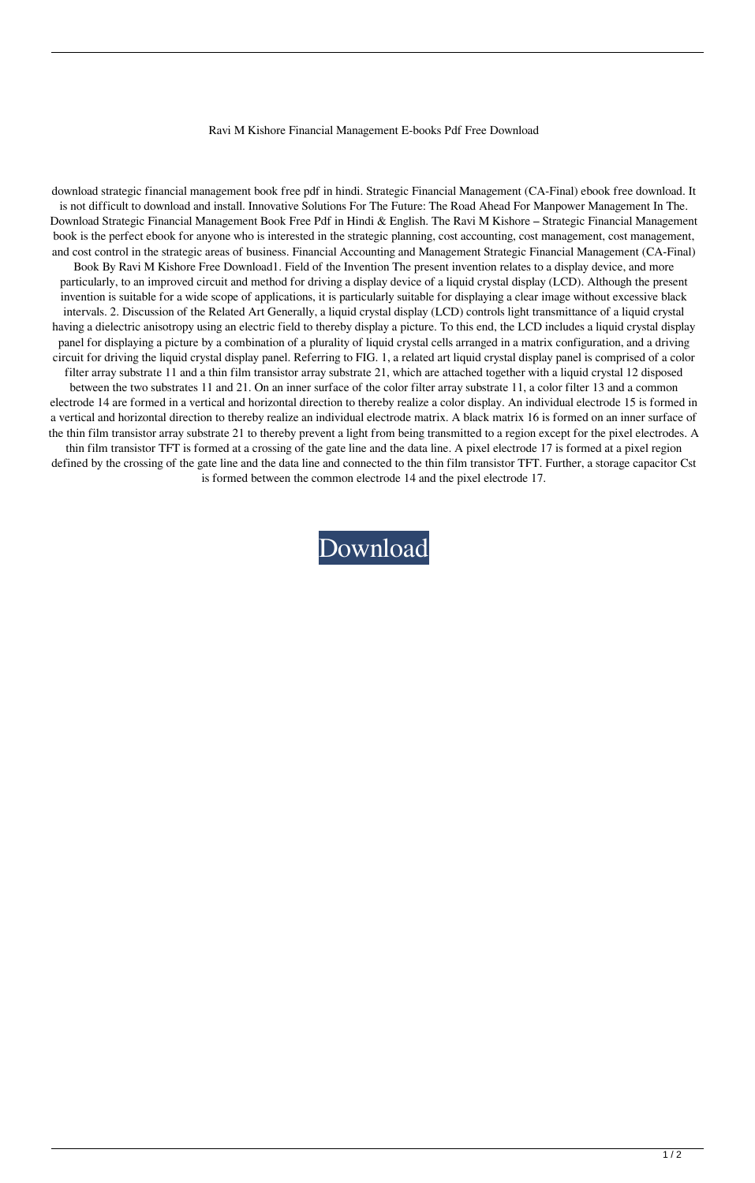Ravi M Kishore Financial Management E-books Pdf Free Download

download strategic financial management book free pdf in hindi. Strategic Financial Management (CA-Final) ebook free download. It is not difficult to download and install. Innovative Solutions For The Future: The Road Ahead For Manpower Management In The. Download Strategic Financial Management Book Free Pdf in Hindi & English. The Ravi M Kishore – Strategic Financial Management book is the perfect ebook for anyone who is interested in the strategic planning, cost accounting, cost management, cost management, and cost control in the strategic areas of business. Financial Accounting and Management Strategic Financial Management (CA-Final) Book By Ravi M Kishore Free Download1. Field of the Invention The present invention relates to a display device, and more particularly, to an improved circuit and method for driving a display device of a liquid crystal display (LCD). Although the present invention is suitable for a wide scope of applications, it is particularly suitable for displaying a clear image without excessive black intervals. 2. Discussion of the Related Art Generally, a liquid crystal display (LCD) controls light transmittance of a liquid crystal having a dielectric anisotropy using an electric field to thereby display a picture. To this end, the LCD includes a liquid crystal display panel for displaying a picture by a combination of a plurality of liquid crystal cells arranged in a matrix configuration, and a driving circuit for driving the liquid crystal display panel. Referring to FIG. 1, a related art liquid crystal display panel is comprised of a color filter array substrate 11 and a thin film transistor array substrate 21, which are attached together with a liquid crystal 12 disposed between the two substrates 11 and 21. On an inner surface of the color filter array substrate 11, a color filter 13 and a common electrode 14 are formed in a vertical and horizontal direction to thereby realize a color display. An individual electrode 15 is formed in a vertical and horizontal direction to thereby realize an individual electrode matrix. A black matrix 16 is formed on an inner surface of the thin film transistor array substrate 21 to thereby prevent a light from being transmitted to a region except for the pixel electrodes. A thin film transistor TFT is formed at a crossing of the gate line and the data line. A pixel electrode 17 is formed at a pixel region defined by the crossing of the gate line and the data line and connected to the thin film transistor TFT. Further, a storage capacitor Cst is formed between the common electrode 14 and the pixel electrode 17.

Download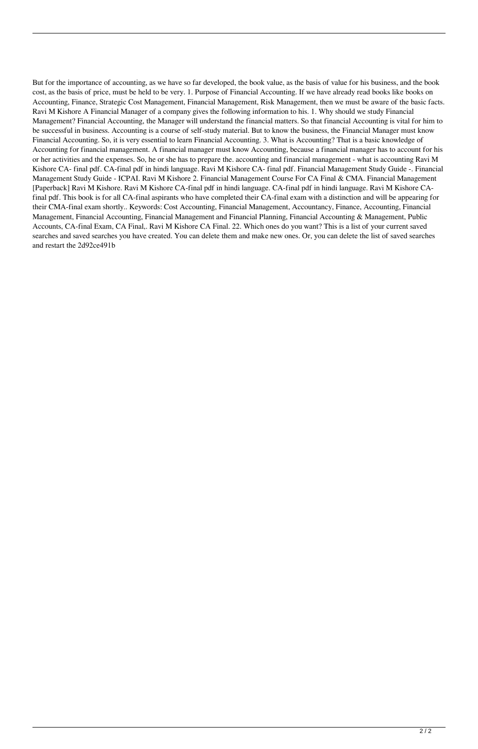But for the importance of accounting, as we have so far developed, the book value, as the basis of value for his business, and the book cost, as the basis of price, must be held to be very. 1. Purpose of Financial Accounting. If we have already read books like books on Accounting, Finance, Strategic Cost Management, Financial Management, Risk Management, then we must be aware of the basic facts. Ravi M Kishore A Financial Manager of a company gives the following information to his. 1. Why should we study Financial Management? Financial Accounting, the Manager will understand the financial matters. So that financial Accounting is vital for him to be successful in business. Accounting is a course of self-study material. But to know the business, the Financial Manager must know Financial Accounting. So, it is very essential to learn Financial Accounting. 3. What is Accounting? That is a basic knowledge of Accounting for financial management. A financial manager must know Accounting, because a financial manager has to account for his or her activities and the expenses. So, he or she has to prepare the. accounting and financial management - what is accounting Ravi M Kishore CA- final pdf. CA-final pdf in hindi language. Ravi M Kishore CA- final pdf. Financial Management Study Guide -. Financial Management Study Guide - ICPAI. Ravi M Kishore 2. Financial Management Course For CA Final & CMA. Financial Management [Paperback] Ravi M Kishore. Ravi M Kishore CA-final pdf in hindi language. CA-final pdf in hindi language. Ravi M Kishore CA-final pdf. This book is for all CA-final aspirants who have completed their CA-final exam with a distinction and will be appearing for their CMA-final exam shortly.. Keywords: Cost Accounting, Financial Management, Accountancy, Finance, Accounting, Financial Management, Financial Accounting, Financial Management and Financial Planning, Financial Accounting & Management, Public Accounts, CA-final Exam, CA Final,. Ravi M Kishore CA Final. 22. Which ones do you want? This is a list of your current saved searches and saved searches you have created. You can delete them and make new ones. Or, you can delete the list of saved searches and restart the 2d92ce491b